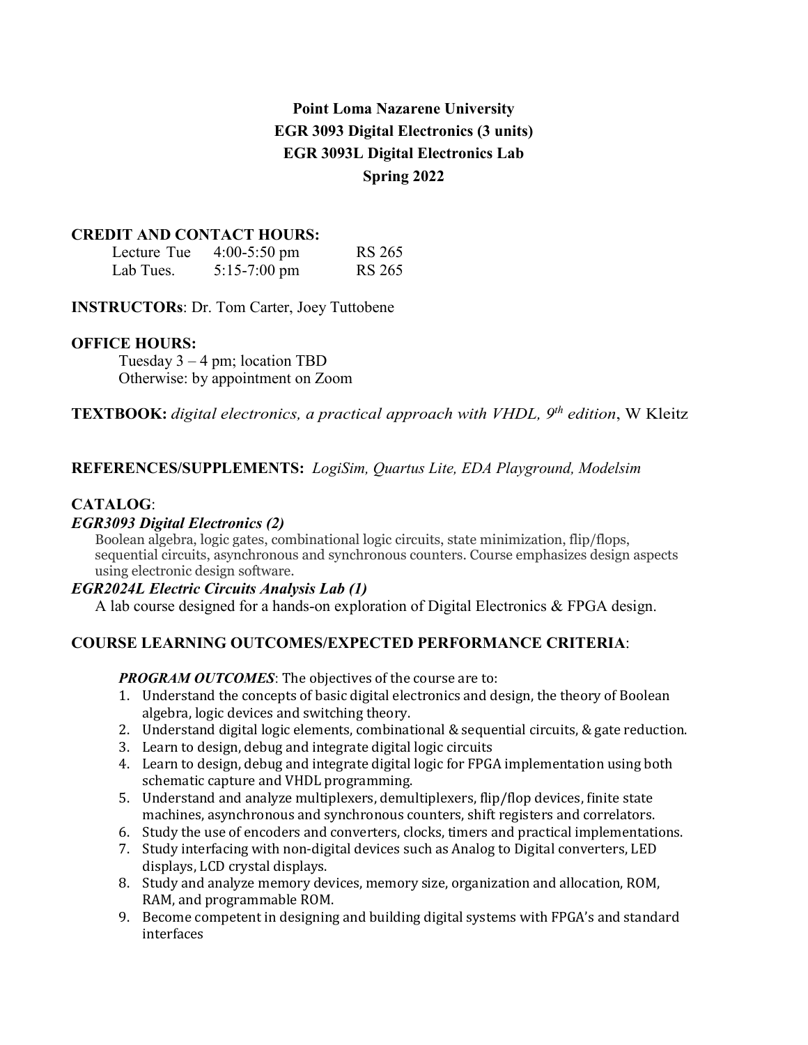# Point Loma Nazarene University
# EGR 3093 Digital Electronics (3 units)
# EGR 3093L Digital Electronics Lab
# Spring 2022

## CREDIT AND CONTACT HOURS:

| | | |
|---|---|---|
| Lecture Tue | 4:00-5:50 pm | RS 265 |
| Lab Tues. | 5:15-7:00 pm | RS 265 |

**INSTRUCTORs**: Dr. Tom Carter, Joey Tuttobene

## OFFICE HOURS:

Tuesday 3 – 4 pm; location TBD
Otherwise: by appointment on Zoom

**TEXTBOOK:** *digital electronics, a practical approach with VHDL, 9th edition*, W Kleitz

**REFERENCES/SUPPLEMENTS:** *LogiSim, Quartus Lite, EDA Playground, Modelsim*

## CATALOG:

### *EGR3093 Digital Electronics (2)*

Boolean algebra, logic gates, combinational logic circuits, state minimization, flip/flops, sequential circuits, asynchronous and synchronous counters. Course emphasizes design aspects using electronic design software.

### *EGR2024L Electric Circuits Analysis Lab (1)*

A lab course designed for a hands-on exploration of Digital Electronics & FPGA design.

## COURSE LEARNING OUTCOMES/EXPECTED PERFORMANCE CRITERIA:

***PROGRAM OUTCOMES***: The objectives of the course are to:

1. Understand the concepts of basic digital electronics and design, the theory of Boolean algebra, logic devices and switching theory.
2. Understand digital logic elements, combinational & sequential circuits, & gate reduction.
3. Learn to design, debug and integrate digital logic circuits
4. Learn to design, debug and integrate digital logic for FPGA implementation using both schematic capture and VHDL programming.
5. Understand and analyze multiplexers, demultiplexers, flip/flop devices, finite state machines, asynchronous and synchronous counters, shift registers and correlators.
6. Study the use of encoders and converters, clocks, timers and practical implementations.
7. Study interfacing with non-digital devices such as Analog to Digital converters, LED displays, LCD crystal displays.
8. Study and analyze memory devices, memory size, organization and allocation, ROM, RAM, and programmable ROM.
9. Become competent in designing and building digital systems with FPGA's and standard interfaces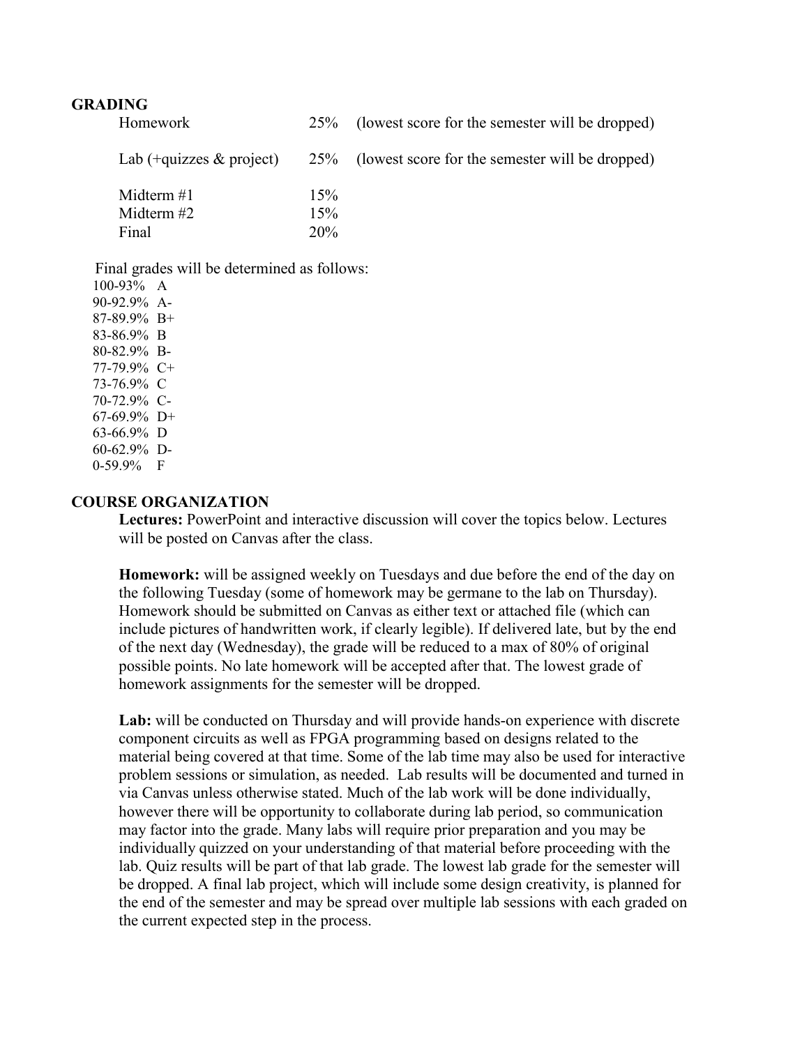## GRADING

| Component | Weight | Note |
| --- | --- | --- |
| Homework | 25% | (lowest score for the semester will be dropped) |
| Lab (+quizzes & project) | 25% | (lowest score for the semester will be dropped) |
| Midterm #1 | 15% | |
| Midterm #2 | 15% | |
| Final | 20% | |

Final grades will be determined as follows:

100-93% A
90-92.9% A-
87-89.9% B+
83-86.9% B
80-82.9% B-
77-79.9% C+
73-76.9% C
70-72.9% C-
67-69.9% D+
63-66.9% D
60-62.9% D-
0-59.9% F

## COURSE ORGANIZATION

**Lectures:** PowerPoint and interactive discussion will cover the topics below. Lectures will be posted on Canvas after the class.

**Homework:** will be assigned weekly on Tuesdays and due before the end of the day on the following Tuesday (some of homework may be germane to the lab on Thursday). Homework should be submitted on Canvas as either text or attached file (which can include pictures of handwritten work, if clearly legible). If delivered late, but by the end of the next day (Wednesday), the grade will be reduced to a max of 80% of original possible points. No late homework will be accepted after that. The lowest grade of homework assignments for the semester will be dropped.

**Lab:** will be conducted on Thursday and will provide hands-on experience with discrete component circuits as well as FPGA programming based on designs related to the material being covered at that time. Some of the lab time may also be used for interactive problem sessions or simulation, as needed. Lab results will be documented and turned in via Canvas unless otherwise stated. Much of the lab work will be done individually, however there will be opportunity to collaborate during lab period, so communication may factor into the grade. Many labs will require prior preparation and you may be individually quizzed on your understanding of that material before proceeding with the lab. Quiz results will be part of that lab grade. The lowest lab grade for the semester will be dropped. A final lab project, which will include some design creativity, is planned for the end of the semester and may be spread over multiple lab sessions with each graded on the current expected step in the process.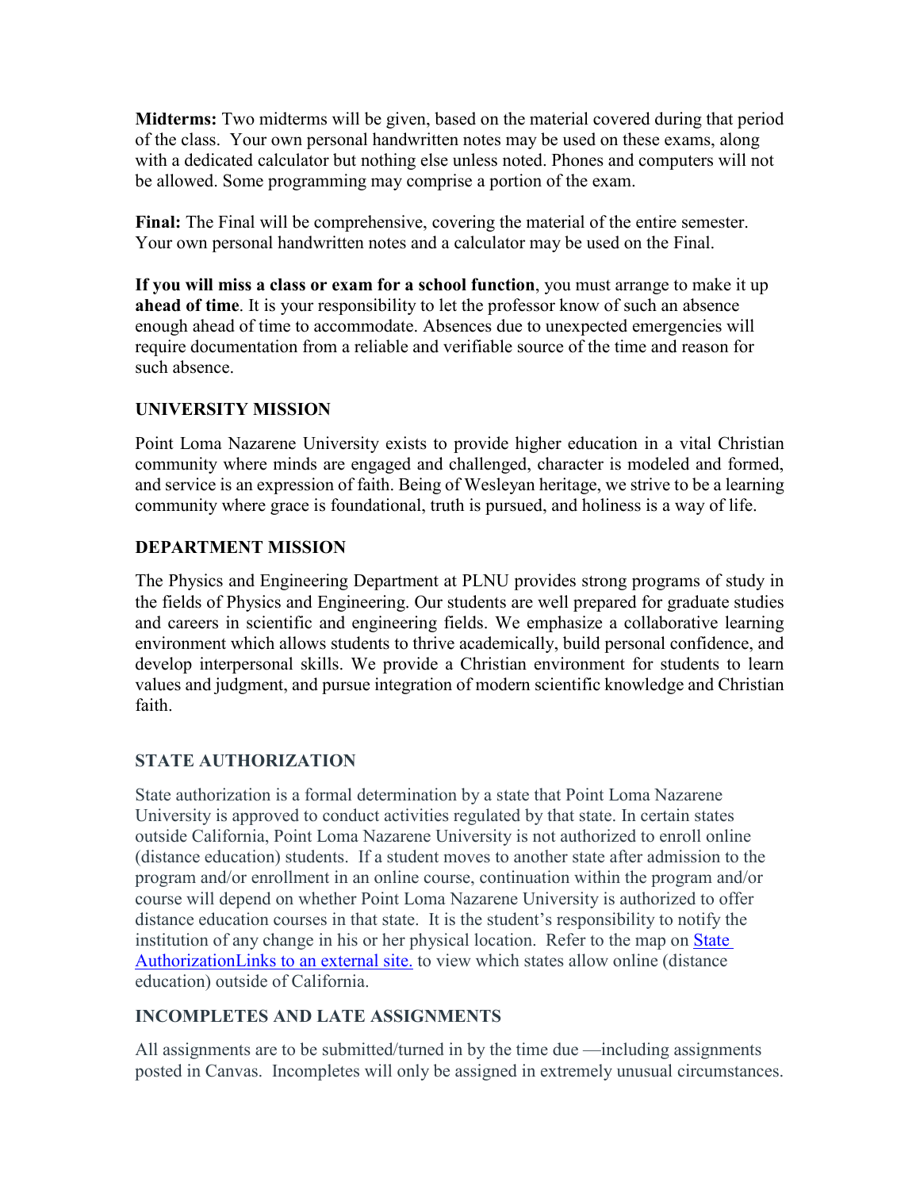**Midterms:** Two midterms will be given, based on the material covered during that period of the class. Your own personal handwritten notes may be used on these exams, along with a dedicated calculator but nothing else unless noted. Phones and computers will not be allowed. Some programming may comprise a portion of the exam.

**Final:** The Final will be comprehensive, covering the material of the entire semester. Your own personal handwritten notes and a calculator may be used on the Final.

**If you will miss a class or exam for a school function**, you must arrange to make it up **ahead of time**. It is your responsibility to let the professor know of such an absence enough ahead of time to accommodate. Absences due to unexpected emergencies will require documentation from a reliable and verifiable source of the time and reason for such absence.

## UNIVERSITY MISSION

Point Loma Nazarene University exists to provide higher education in a vital Christian community where minds are engaged and challenged, character is modeled and formed, and service is an expression of faith. Being of Wesleyan heritage, we strive to be a learning community where grace is foundational, truth is pursued, and holiness is a way of life.

## DEPARTMENT MISSION

The Physics and Engineering Department at PLNU provides strong programs of study in the fields of Physics and Engineering. Our students are well prepared for graduate studies and careers in scientific and engineering fields. We emphasize a collaborative learning environment which allows students to thrive academically, build personal confidence, and develop interpersonal skills. We provide a Christian environment for students to learn values and judgment, and pursue integration of modern scientific knowledge and Christian faith.

## STATE AUTHORIZATION

State authorization is a formal determination by a state that Point Loma Nazarene University is approved to conduct activities regulated by that state. In certain states outside California, Point Loma Nazarene University is not authorized to enroll online (distance education) students. If a student moves to another state after admission to the program and/or enrollment in an online course, continuation within the program and/or course will depend on whether Point Loma Nazarene University is authorized to offer distance education courses in that state. It is the student's responsibility to notify the institution of any change in his or her physical location. Refer to the map on State AuthorizationLinks to an external site. to view which states allow online (distance education) outside of California.

## INCOMPLETES AND LATE ASSIGNMENTS

All assignments are to be submitted/turned in by the time due —including assignments posted in Canvas. Incompletes will only be assigned in extremely unusual circumstances.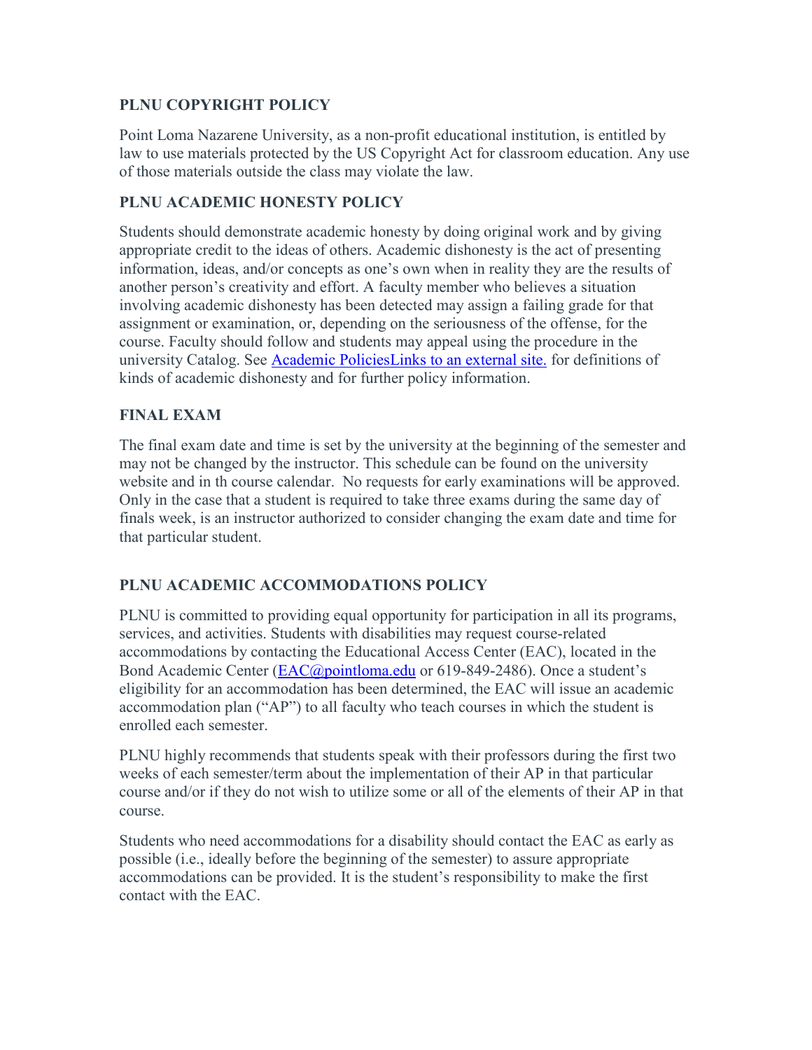## PLNU COPYRIGHT POLICY

Point Loma Nazarene University, as a non-profit educational institution, is entitled by law to use materials protected by the US Copyright Act for classroom education. Any use of those materials outside the class may violate the law.

## PLNU ACADEMIC HONESTY POLICY

Students should demonstrate academic honesty by doing original work and by giving appropriate credit to the ideas of others. Academic dishonesty is the act of presenting information, ideas, and/or concepts as one's own when in reality they are the results of another person's creativity and effort. A faculty member who believes a situation involving academic dishonesty has been detected may assign a failing grade for that assignment or examination, or, depending on the seriousness of the offense, for the course. Faculty should follow and students may appeal using the procedure in the university Catalog. See Academic PoliciesLinks to an external site. for definitions of kinds of academic dishonesty and for further policy information.

## FINAL EXAM

The final exam date and time is set by the university at the beginning of the semester and may not be changed by the instructor. This schedule can be found on the university website and in th course calendar. No requests for early examinations will be approved. Only in the case that a student is required to take three exams during the same day of finals week, is an instructor authorized to consider changing the exam date and time for that particular student.

## PLNU ACADEMIC ACCOMMODATIONS POLICY

PLNU is committed to providing equal opportunity for participation in all its programs, services, and activities. Students with disabilities may request course-related accommodations by contacting the Educational Access Center (EAC), located in the Bond Academic Center (EAC@pointloma.edu or 619-849-2486). Once a student's eligibility for an accommodation has been determined, the EAC will issue an academic accommodation plan ("AP") to all faculty who teach courses in which the student is enrolled each semester.

PLNU highly recommends that students speak with their professors during the first two weeks of each semester/term about the implementation of their AP in that particular course and/or if they do not wish to utilize some or all of the elements of their AP in that course.

Students who need accommodations for a disability should contact the EAC as early as possible (i.e., ideally before the beginning of the semester) to assure appropriate accommodations can be provided. It is the student's responsibility to make the first contact with the EAC.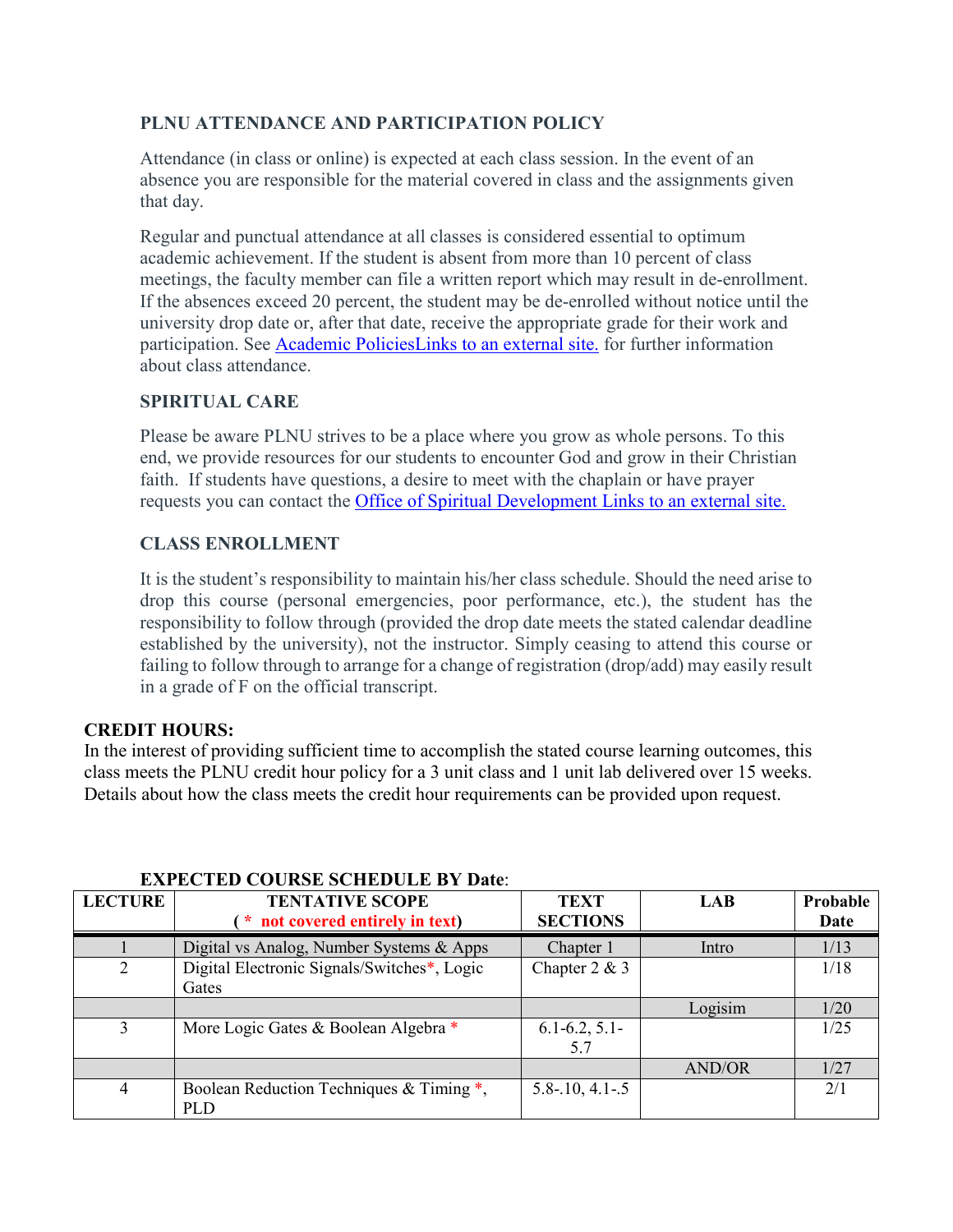### PLNU ATTENDANCE AND PARTICIPATION POLICY

Attendance (in class or online) is expected at each class session. In the event of an absence you are responsible for the material covered in class and the assignments given that day.

Regular and punctual attendance at all classes is considered essential to optimum academic achievement. If the student is absent from more than 10 percent of class meetings, the faculty member can file a written report which may result in de-enrollment. If the absences exceed 20 percent, the student may be de-enrolled without notice until the university drop date or, after that date, receive the appropriate grade for their work and participation. See Academic PoliciesLinks to an external site. for further information about class attendance.

### SPIRITUAL CARE

Please be aware PLNU strives to be a place where you grow as whole persons. To this end, we provide resources for our students to encounter God and grow in their Christian faith. If students have questions, a desire to meet with the chaplain or have prayer requests you can contact the Office of Spiritual Development Links to an external site.

### CLASS ENROLLMENT

It is the student's responsibility to maintain his/her class schedule. Should the need arise to drop this course (personal emergencies, poor performance, etc.), the student has the responsibility to follow through (provided the drop date meets the stated calendar deadline established by the university), not the instructor. Simply ceasing to attend this course or failing to follow through to arrange for a change of registration (drop/add) may easily result in a grade of F on the official transcript.

**CREDIT HOURS:**
In the interest of providing sufficient time to accomplish the stated course learning outcomes, this class meets the PLNU credit hour policy for a 3 unit class and 1 unit lab delivered over 15 weeks. Details about how the class meets the credit hour requirements can be provided upon request.

**EXPECTED COURSE SCHEDULE BY Date**:

| LECTURE | TENTATIVE SCOPE (* not covered entirely in text) | TEXT SECTIONS | LAB | Probable Date |
|---|---|---|---|---|
| 1 | Digital vs Analog, Number Systems & Apps | Chapter 1 | Intro | 1/13 |
| 2 | Digital Electronic Signals/Switches*, Logic Gates | Chapter 2 & 3 | | 1/18 |
| | | | Logisim | 1/20 |
| 3 | More Logic Gates & Boolean Algebra * | 6.1-6.2, 5.1-5.7 | | 1/25 |
| | | | AND/OR | 1/27 |
| 4 | Boolean Reduction Techniques & Timing *, PLD | 5.8-.10, 4.1-.5 | | 2/1 |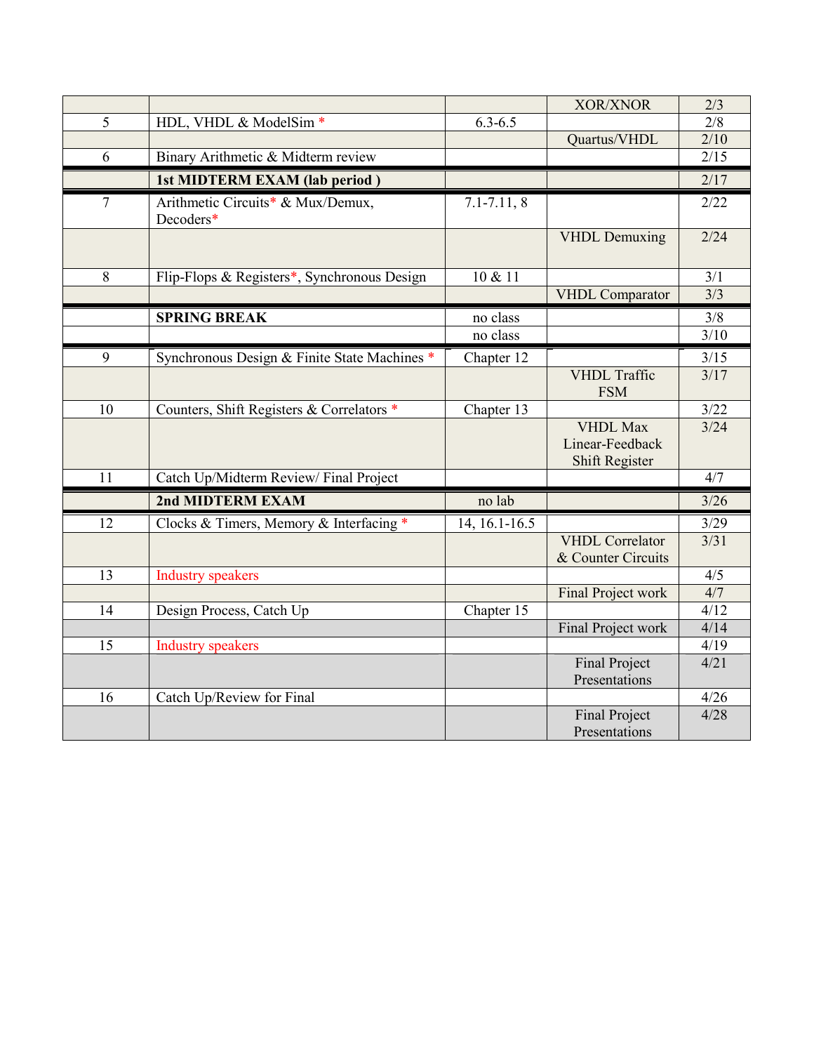| | | | | |
|---|---|---|---|---|
| | | | XOR/XNOR | 2/3 |
| 5 | HDL, VHDL & ModelSim * | 6.3-6.5 | | 2/8 |
| | | | Quartus/VHDL | 2/10 |
| 6 | Binary Arithmetic & Midterm review | | | 2/15 |
| | **1st MIDTERM EXAM (lab period )** | | | 2/17 |
| 7 | Arithmetic Circuits* & Mux/Demux, Decoders* | 7.1-7.11, 8 | | 2/22 |
| | | | VHDL Demuxing | 2/24 |
| 8 | Flip-Flops & Registers*, Synchronous Design | 10 & 11 | | 3/1 |
| | | | VHDL Comparator | 3/3 |
| | **SPRING BREAK** | no class | | 3/8 |
| | | no class | | 3/10 |
| 9 | Synchronous Design & Finite State Machines * | Chapter 12 | | 3/15 |
| | | | VHDL Traffic FSM | 3/17 |
| 10 | Counters, Shift Registers & Correlators * | Chapter 13 | | 3/22 |
| | | | VHDL Max Linear-Feedback Shift Register | 3/24 |
| 11 | Catch Up/Midterm Review/ Final Project | | | 4/7 |
| | **2nd MIDTERM EXAM** | no lab | | 3/26 |
| 12 | Clocks & Timers, Memory & Interfacing * | 14, 16.1-16.5 | | 3/29 |
| | | | VHDL Correlator & Counter Circuits | 3/31 |
| 13 | Industry speakers | | | 4/5 |
| | | | Final Project work | 4/7 |
| 14 | Design Process, Catch Up | Chapter 15 | | 4/12 |
| | | | Final Project work | 4/14 |
| 15 | Industry speakers | | | 4/19 |
| | | | Final Project Presentations | 4/21 |
| 16 | Catch Up/Review for Final | | | 4/26 |
| | | | Final Project Presentations | 4/28 |